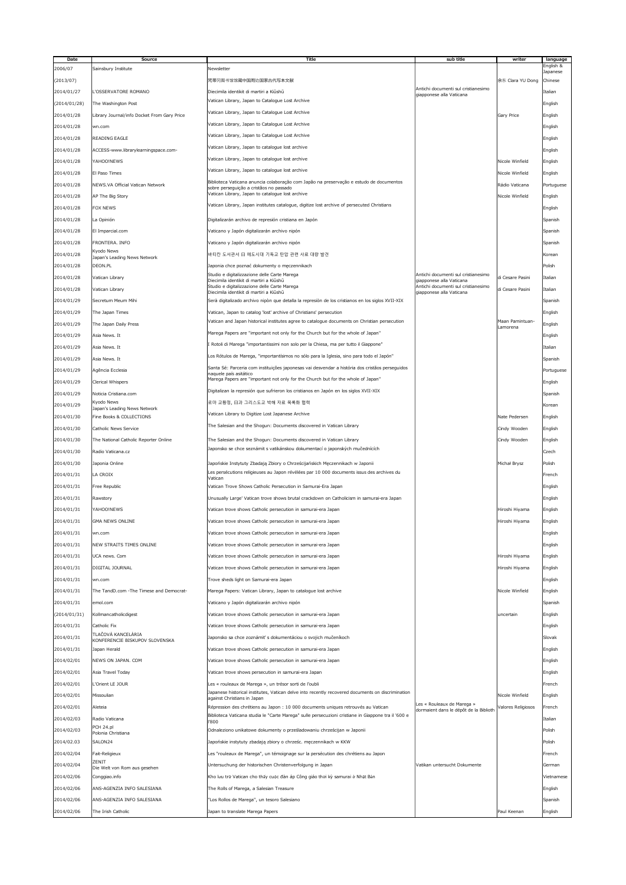| Date | Source | Title | sub title | writer | language |
|---|---|---|---|---|---|
| 2006/07 | Sainsbury Institute | Newsletter | | | English & Japanese |
| (2013/07) | | 梵蒂冈图书馆馆藏中国朝切国家古代写本文献 | | 余东 Clara YU Dong | Chinese |
| 2014/01/27 | L'OSSERVATORE ROMANO | Diecimila identikit di martiri a Kiūshū | Antichi documenti sul cristianesimo giapponese alla Vaticana | | Italian |
| (2014/01/28) | The Washington Post | Vatican Library, Japan to Catalogue Lost Archive | | | English |
| 2014/01/28 | Library Journal/info Docket From Gary Price | Vatican Library, Japan to Catalogue Lost Archive | | Gary Price | English |
| 2014/01/28 | wn.com | Vatican Library, Japan to Catalogue Lost Archive | | | English |
| 2014/01/28 | READING EAGLE | Vatican Library, Japan to Catalogue Lost Archive | | | English |
| 2014/01/28 | ACCESS-www.librarylearningspace.com- | Vatican Library, Japan to catalogue lost archive | | | English |
| 2014/01/28 | YAHOO!NEWS | Vatican Library, Japan to catalogue lost archive | | Nicole Winfield | English |
| 2014/01/28 | El Paso Times | Vatican Library, Japan to catalogue lost archive | | Nicole Winfield | English |
| 2014/01/28 | NEWS.VA Official Vatican Network | Biblioteca Vaticana anuncia colaboração com Japão na preservação e estudo de documentos sobre perseguição a cristãos no passado | | Rádio Vaticana | Portuguese |
| 2014/01/28 | AP The Big Story | Vatican Library, Japan to catalogue lost archive | | Nicole Winfield | English |
| 2014/01/28 | FOX NEWS | Vatican Library, Japan institutes catalogue, digitize lost archive of persecuted Christians | | | English |
| 2014/01/28 | La Opinión | Digitalizarán archivo de represión cristiana en Japón | | | Spanish |
| 2014/01/28 | El Imparcial.com | Vaticano y Japón digitalizarán archivo nipón | | | Spanish |
| 2014/01/28 | FRONTERA. INFO | Vaticano y Japón digitalizarán archivo nipón | | | Spanish |
| 2014/01/28 | Kyodo News Japan's Leading News Network | 바티칸 도서관서 日 에도시대 기독교 탄압 관련 사료 대량 발견 | | | Korean |
| 2014/01/28 | DEON.PL | Japonia chce poznać dokumenty o męczennikach | | | Polish |
| 2014/01/28 | Vatican Library | Studio e digitalizzazione delle Carte Marega Diecimila identikit di martiri a Kiūshū | Antichi documenti sul cristianesimo giapponese alla Vaticana | di Cesare Pasini | Italian |
| 2014/01/28 | Vatican Library | Studio e digitalizzazione delle Carte Marega Diecimila identikit di martiri a Kiūshū | Antichi documenti sul cristianesimo giapponese alla Vaticana | di Cesare Pasini | Italian |
| 2014/01/29 | Secretum Meum Mihi | Será digitalizado archivo nipón que detalla la represión de los cristianos en los siglos XVII-XIX | | | Spanish |
| 2014/01/29 | The Japan Times | Vatican, Japan to catalog 'lost' archive of Christians' persecution | | | English |
| 2014/01/29 | The Japan Daily Press | Vatican and Japan historical institutes agree to catalogue documents on Christian persecution | | Maan Pamintuan-Lamorena | English |
| 2014/01/29 | Asia News. It | Marega Papers are "important not only for the Church but for the whole of Japan" | | | English |
| 2014/01/29 | Asia News. It | I Rotoli di Marega "importantissimi non solo per la Chiesa, ma per tutto il Giappone" | | | Italian |
| 2014/01/29 | Asia News. It | Los Rótulos de Marega, "importantísimos no sólo para la Iglesia, sino para todo el Japón" | | | Spanish |
| 2014/01/29 | Agência Ecclesia | Santa Sé: Parceria com instituições japonesas vai desvendar a história dos cristãos perseguidos naquele país asiático | | | Portuguese |
| 2014/01/29 | Clerical Whispers | Marega Papers are "important not only for the Church but for the whole of Japan" | | | English |
| 2014/01/29 | Noticia Cristiana.com | Digitalizan la represión que sufrieron los cristianos en Japón en los siglos XVII-XIX | | | Spanish |
| 2014/01/29 | Kyodo News Japan's Leading News Network | 로마 교황청, 日과 그리스도교 박해 자료 목록화 협력 | | | Korean |
| 2014/01/30 | Fine Books & COLLECTIONS | Vatican Library to Digitize Lost Japanese Archive | | Nate Pedersen | English |
| 2014/01/30 | Catholic News Service | The Salesian and the Shogun: Documents discovered in Vatican Library | | Cindy Wooden | English |
| 2014/01/30 | The National Catholic Reporter Online | The Salesian and the Shogun: Documents discovered in Vatican Library | | Cindy Wooden | English |
| 2014/01/30 | Radio Vaticana.cz | Japonsko se chce seznámit s vatikánskou dokumentací o japonských mučednících | | | Czech |
| 2014/01/30 | Japonia Online | Japońskie Instytuty Zbadają Zbiory o Chrześcijańskich Męczennikach w Japonii | | Michał Brysz | Polish |
| 2014/01/31 | LA CROIX | Les persécutions religieuses au Japon révélées par 10 000 documents issus des archives du Vatican | | | French |
| 2014/01/31 | Free Republic | Vatican Trove Shows Catholic Persecution in Samurai-Era Japan | | | English |
| 2014/01/31 | Rawstory | Unusually Large' Vatican trove shows brutal crackdown on Catholicism in samurai-era Japan | | | English |
| 2014/01/31 | YAHOO!NEWS | Vatican trove shows Catholic persecution in samurai-era Japan | | Hiroshi Hiyama | English |
| 2014/01/31 | GMA NEWS ONLINE | Vatican trove shows Catholic persecution in samurai-era Japan | | Hiroshi Hiyama | English |
| 2014/01/31 | wn.com | Vatican trove shows Catholic persecution in samurai-era Japan | | | English |
| 2014/01/31 | NEW STRAITS TIMES ONLINE | Vatican trove shows Catholic persecution in samurai-era Japan | | | English |
| 2014/01/31 | UCA news. Com | Vatican trove shows Catholic persecution in samurai-era Japan | | Hiroshi Hiyama | English |
| 2014/01/31 | DIGITAL JOURNAL | Vatican trove shows Catholic persecution in samurai-era Japan | | Hiroshi Hiyama | English |
| 2014/01/31 | wn.com | Trove sheds light on Samurai-era Japan | | | English |
| 2014/01/31 | The TandD.com -The Timese and Democrat- | Marega Papers: Vatican Library, Japan to catalogue lost archive | | Nicole Winfield | English |
| 2014/01/31 | emol.com | Vaticano y Japón digitalizarán archivo nipón | | | Spanish |
| (2014/01/31) | Kollmancatholicdigest | Vatican trove shows Catholic persecution in samurai-era Japan | | uncertain | English |
| 2014/01/31 | Catholic Fix | Vatican trove shows Catholic persecution in samurai-era Japan | | | English |
| 2014/01/31 | TLAČOVÁ KANCELÁRIA KONFERENCIE BISKUPOV SLOVENSKA | Japonsko sa chce zoznámiť s dokumentáciou o svojich mučeníkoch | | | Slovak |
| 2014/01/31 | Japan Herald | Vatican trove shows Catholic persecution in samurai-era Japan | | | English |
| 2014/02/01 | NEWS ON JAPAN. COM | Vatican trove shows Catholic persecution in samurai-era Japan | | | English |
| 2014/02/01 | Asia Travel Today | Vatican trove shows persecution in samurai-era Japan | | | English |
| 2014/02/01 | L'Orient LE JOUR | Les « rouleaux de Marega », un trésor sorti de l'oubli | | | French |
| 2014/02/01 | Missoulian | Japanese historical institutes, Vatican delve into recently recovered documents on discrimination against Christians in Japan | | Nicole Winfield | English |
| 2014/02/01 | Aleteia | Répression des chrétiens au Japon : 10 000 documents uniques retrouvés au Vatican | Les « Rouleaux de Marega » dormaient dans le dépôt de la Biblioth | Valores Religiosos | French |
| 2014/02/03 | Radio Vaticana | Biblioteca Vaticana studia le "Carte Marega" sulle persecuzioni cristiane in Giappone tra il '600 e l'800 | | | Italian |
| 2014/02/03 | PCH 24.pl Polonia Christiana | Odnaleziono unikatowe dokumenty o prześladowaniu chrześcijan w Japonii | | | Polish |
| 2014.02.03 | SALON24 | Japońskie instytuty zbadają zbiory o chrześc. męczennikach w KKW | | | Polish |
| 2014/02/04 | Fait-Religieux | Les "rouleaux de Marega", un témoignage sur la persécution des chrétiens au Japon | | | French |
| 2014/02/04 | ZENIT Die Welt von Rom aus gesehen | Untersuchung der historischen Christenverfolgung in Japan | Vatikan untersucht Dokumente | | German |
| 2014/02/06 | Conggiao.info | Kho lưu trữ Vatican cho thấy cuộc đàn áp Công giáo thời kỳ samurai ở Nhật Bản | | | Vietnamese |
| 2014/02/06 | ANS-AGENZIA INFO SALESIANA | The Rolls of Marega, a Salesian Treasure | | | English |
| 2014/02/06 | ANS-AGENZIA INFO SALESIANA | "Los Rollos de Marega", un tesoro Salesiano | | | Spanish |
| 2014/02/06 | The Irish Catholic | Japan to translate Marega Papers | | Paul Keenan | English |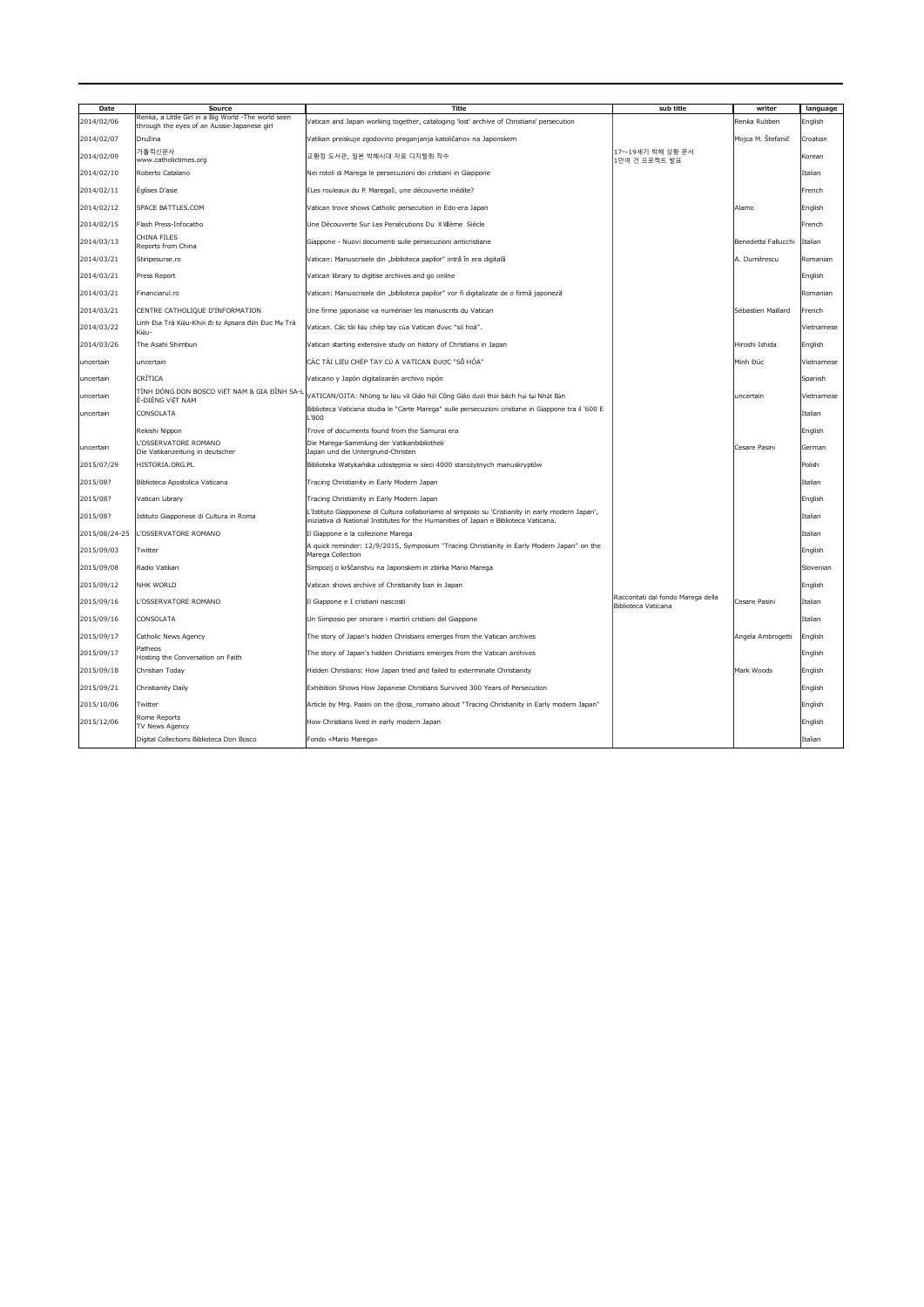| Date | Source | Title | sub title | writer | language |
|---|---|---|---|---|---|
| 2014/02/06 | Renka, a Little Girl in a Big World -The world seen through the eyes of an Aussie-Japanese girl | Vatican and Japan working together, cataloging 'lost' archive of Christians' persecution | | Renka Rubben | English |
| 2014/02/07 | Družina | Vatikan preiskuje zgodovino preganjanja katoličanov na Japonskem | | Mojca M. Štefanič | Croatian |
| 2014/02/09 | 가톨릭신문사 www.catholictimes.org | 교황청 도서관, 일본 박해시대 자료 디지털화 착수 | 17~19세기 박해 상황 문서 1만여 건 프로젝트 발표 | | Korean |
| 2014/02/10 | Roberto Catalano | Nei rotoli di Marega le persecuzioni dei cristiani in Giappone | | | Italian |
| 2014/02/11 | Églises D'asie | Les rouleaux du P. Maregaî, une découverte inédite? | | | French |
| 2014/02/12 | SPACE BATTLES.COM | Vatican trove shows Catholic persecution in Edo-era Japan | | Alamo | English |
| 2014/02/15 | Flash Press-Infocatho | Une Découverte Sur Les Persécutions Du XⅦème Siécle | | | French |
| 2014/03/13 | CHINA FILES Reports from China | Giappone - Nuovi documenti sulle persecuzioni anticristiane | | Benedetta Fallucchi | Italian |
| 2014/03/21 | Stiripesurse.ro | Vatican: Manuscrisele din „biblioteca papilor" intră în era digitală | | A. Dumitrescu | Romanian |
| 2014/03/21 | Press Report | Vatican library to digitise archives and go online | | | English |
| 2014/03/21 | Financiarul.ro | Vatican: Manuscrisele din „biblioteca papilor" vor fi digitalizate de o firmă japoneză | | | Romanian |
| 2014/03/21 | CENTRE CATHOLIQUE D'INFORMATION | Une firme japonaise va numériser les manuscrits du Vatican | | Sébastien Maillard | French |
| 2014/03/22 | Linh Địa Trà Kiệu-Khởi đi từ Apsara đến Đức Mẹ Trà Kiệu- | Vatican. Các tài liệu chép tay của Vatican được "số hoá". | | | Vietnamese |
| 2014/03/26 | The Asahi Shimbun | Vatican starting extensive study on history of Christians in Japan | | Hiroshi Ishida | English |
| uncertain | uncertain | CÁC TÀI LIỆU CHÉP TAY CỦ A VATICAN ĐƯỢC "SỐ HÓA" | | Minh Đức | Vietnamese |
| uncertain | CRÍTICA | Vaticano y Japón digitalizarán archivo nipón | | | Spanish |
| uncertain | TỈNH DÒNG DON BOSCO VIỆT NAM & GIA ĐÌNH SA-LÊ-DIÊNG VIỆT NAM | VATICAN/OITA: Những tư liệu về Giáo hội Công Giáo dưới thời bách hại tại Nhật Bản | | uncertain | Vietnamese |
| uncertain | CONSOLATA | Biblioteca Vaticana studia le "Carte Marega" sulle persecuzioni cristiane in Giappone tra il '600 E L'800 | | | Italian |
| | Rekishi Nippon | Trove of documents found from the Samurai era | | | English |
| uncertain | L'OSSERVATORE ROMANO Die Vatikanzeitung in deutscher | Die Marega-Sammlung der Vatikanbibliothek Japan und die Untergrund-Christen | | Cesare Pasini | German |
| 2015/07/29 | HISTORIA.ORG.PL | Biblioteka Watykańska udostępnia w sieci 4000 starożytnych manuskryptów | | | Polish |
| 2015/08? | Biblioteca Apostolica Vaticana | Tracing Christianity in Early Modern Japan | | | Italian |
| 2015/08? | Vatican Library | Tracing Christianity in Early Modern Japan | | | English |
| 2015/08? | Istituto Giapponese di Cultura in Roma | L'Istituto Giapponese di Cultura collaboriamo al simposio su 'Cristianity in early modern Japan', iniziativa di National Institutes for the Humanities of Japan e Biblioteca Vaticana. | | | Italian |
| 2015/08/24-25 | L'OSSERVATORE ROMANO | Il Giappone e la collezione Marega | | | Italian |
| 2015/09/03 | Twitter | A quick reminder: 12/9/2015, Symposium "Tracing Christianity in Early Modern Japan" on the Marega Collection | | | English |
| 2015/09/08 | Radio Vatikan | Simpozij o krščanstvu na Japonskem in zbirka Mario Marega | | | Slovenian |
| 2015/09/12 | NHK WORLD | Vatican shows archive of Christianity ban in Japan | | | English |
| 2015/09/16 | L'OSSERVATORE ROMANO | Il Giappone e I cristiani nascosti | Raccontati dal fondo Marega della Biblioteca Vaticana | Cesare Pasini | Italian |
| 2015/09/16 | CONSOLATA | Un Simposio per onorare i martiri cristiani del Giappone | | | Italian |
| 2015/09/17 | Catholic News Agency | The story of Japan's hidden Christians emerges from the Vatican archives | | Angela Ambrogetti | English |
| 2015/09/17 | Patheos Hosting the Conversation on Faith | The story of Japan's hidden Christians emerges from the Vatican archives | | | English |
| 2015/09/18 | Christian Today | Hidden Christians: How Japan tried and failed to exterminate Christianity | | Mark Woods | English |
| 2015/09/21 | Christianity Daily | Exhibition Shows How Japanese Christians Survived 300 Years of Persecution | | | English |
| 2015/10/06 | Twitter | Article by Mrg. Pasini on the @oss_romano about "Tracing Christianity in Early modern Japan" | | | English |
| 2015/12/06 | Rome Reports TV News Agency | How Christians lived in early modern Japan | | | English |
| | Digital Collections Biblioteca Don Bosco | Fondo «Mario Marega» | | | Italian |